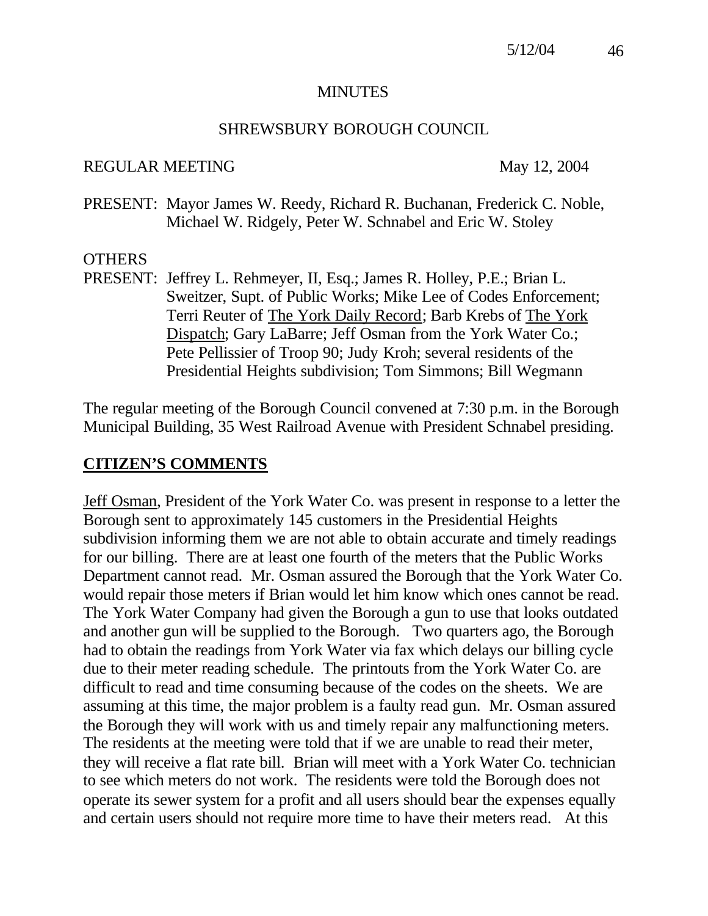# MINUTES

## SHREWSBURY BOROUGH COUNCIL

REGULAR MEETING May 12, 2004

PRESENT: Mayor James W. Reedy, Richard R. Buchanan, Frederick C. Noble, Michael W. Ridgely, Peter W. Schnabel and Eric W. Stoley

OTHERS
PRESENT: Jeffrey L. Rehmeyer, II, Esq.; James R. Holley, P.E.; Brian L. Sweitzer, Supt. of Public Works; Mike Lee of Codes Enforcement; Terri Reuter of The York Daily Record; Barb Krebs of The York Dispatch; Gary LaBarre; Jeff Osman from the York Water Co.; Pete Pellissier of Troop 90; Judy Kroh; several residents of the Presidential Heights subdivision; Tom Simmons; Bill Wegmann

The regular meeting of the Borough Council convened at 7:30 p.m. in the Borough Municipal Building, 35 West Railroad Avenue with President Schnabel presiding.

## CITIZEN'S COMMENTS

Jeff Osman, President of the York Water Co. was present in response to a letter the Borough sent to approximately 145 customers in the Presidential Heights subdivision informing them we are not able to obtain accurate and timely readings for our billing. There are at least one fourth of the meters that the Public Works Department cannot read. Mr. Osman assured the Borough that the York Water Co. would repair those meters if Brian would let him know which ones cannot be read. The York Water Company had given the Borough a gun to use that looks outdated and another gun will be supplied to the Borough. Two quarters ago, the Borough had to obtain the readings from York Water via fax which delays our billing cycle due to their meter reading schedule. The printouts from the York Water Co. are difficult to read and time consuming because of the codes on the sheets. We are assuming at this time, the major problem is a faulty read gun. Mr. Osman assured the Borough they will work with us and timely repair any malfunctioning meters. The residents at the meeting were told that if we are unable to read their meter, they will receive a flat rate bill. Brian will meet with a York Water Co. technician to see which meters do not work. The residents were told the Borough does not operate its sewer system for a profit and all users should bear the expenses equally and certain users should not require more time to have their meters read. At this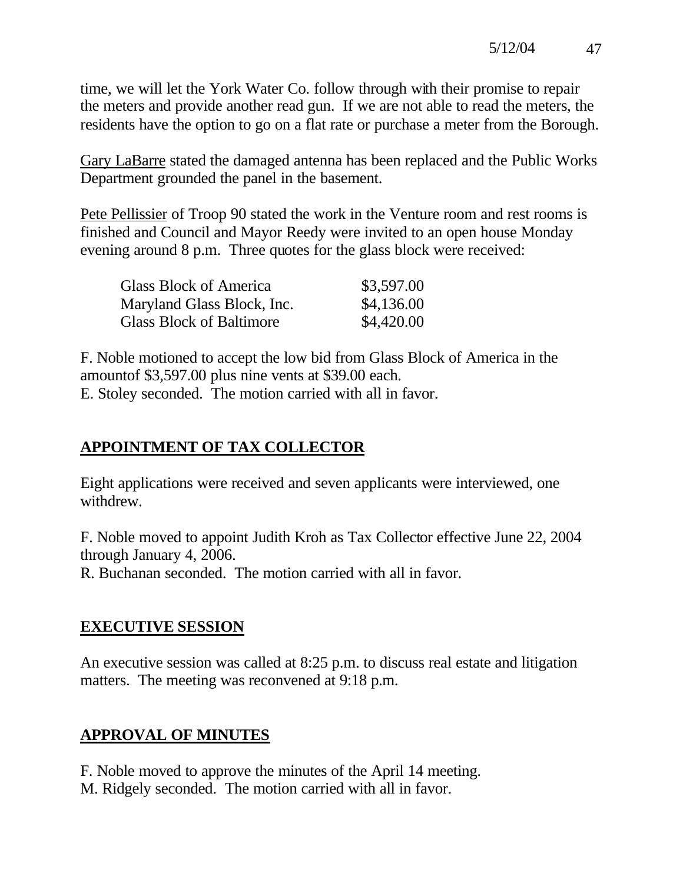time, we will let the York Water Co. follow through with their promise to repair the meters and provide another read gun. If we are not able to read the meters, the residents have the option to go on a flat rate or purchase a meter from the Borough.

Gary LaBarre stated the damaged antenna has been replaced and the Public Works Department grounded the panel in the basement.

Pete Pellissier of Troop 90 stated the work in the Venture room and rest rooms is finished and Council and Mayor Reedy were invited to an open house Monday evening around 8 p.m. Three quotes for the glass block were received:

| | |
|---|---|
| Glass Block of America | $3,597.00 |
| Maryland Glass Block, Inc. | $4,136.00 |
| Glass Block of Baltimore | $4,420.00 |

F. Noble motioned to accept the low bid from Glass Block of America in the amountof $3,597.00 plus nine vents at $39.00 each.
E. Stoley seconded. The motion carried with all in favor.

## APPOINTMENT OF TAX COLLECTOR

Eight applications were received and seven applicants were interviewed, one withdrew.

F. Noble moved to appoint Judith Kroh as Tax Collector effective June 22, 2004 through January 4, 2006.
R. Buchanan seconded. The motion carried with all in favor.

## EXECUTIVE SESSION

An executive session was called at 8:25 p.m. to discuss real estate and litigation matters. The meeting was reconvened at 9:18 p.m.

## APPROVAL OF MINUTES

F. Noble moved to approve the minutes of the April 14 meeting.
M. Ridgely seconded. The motion carried with all in favor.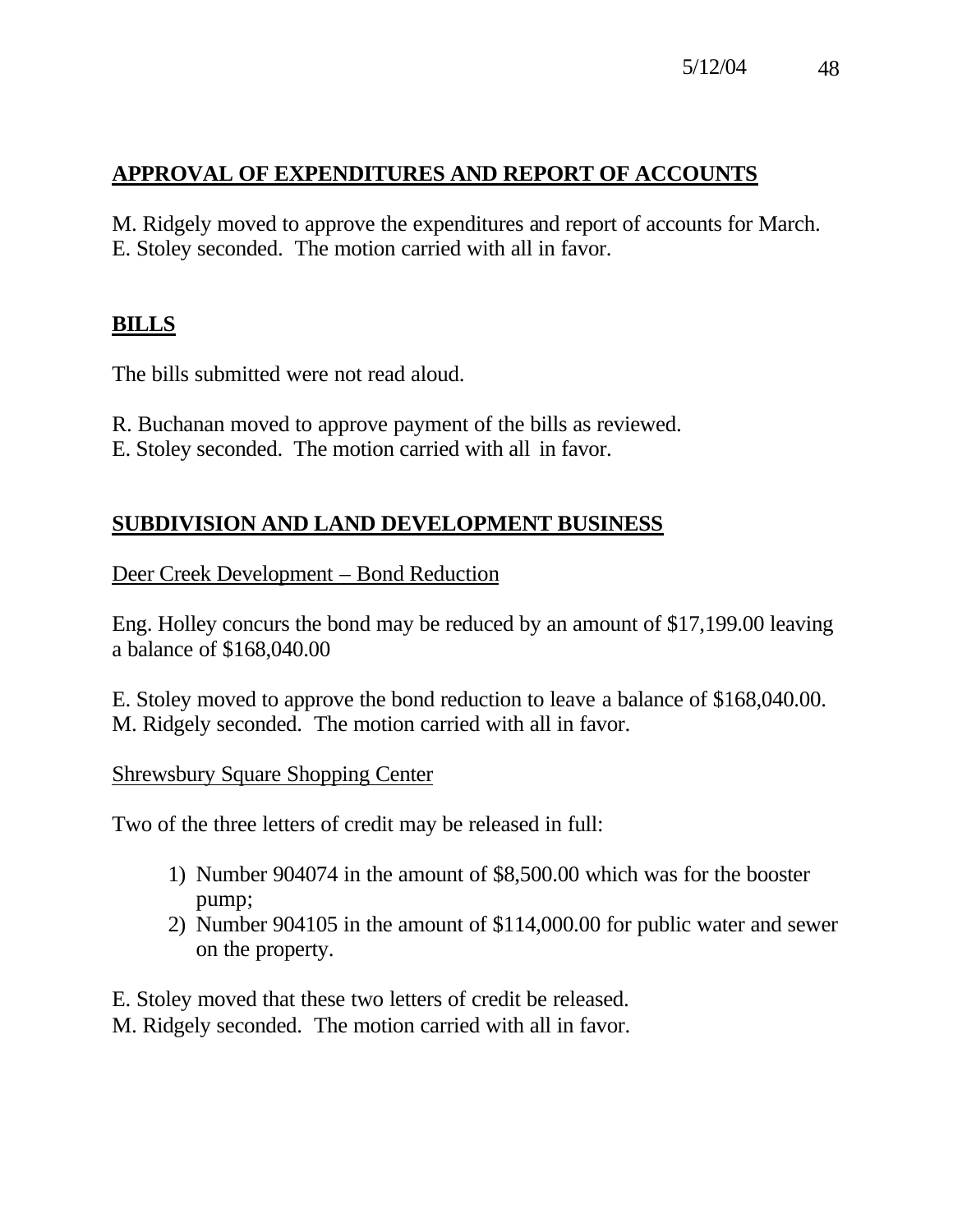## APPROVAL OF EXPENDITURES AND REPORT OF ACCOUNTS

M. Ridgely moved to approve the expenditures and report of accounts for March.
E. Stoley seconded. The motion carried with all in favor.

## BILLS

The bills submitted were not read aloud.

R. Buchanan moved to approve payment of the bills as reviewed.
E. Stoley seconded. The motion carried with all in favor.

## SUBDIVISION AND LAND DEVELOPMENT BUSINESS

Deer Creek Development – Bond Reduction

Eng. Holley concurs the bond may be reduced by an amount of $17,199.00 leaving a balance of $168,040.00

E. Stoley moved to approve the bond reduction to leave a balance of $168,040.00.
M. Ridgely seconded. The motion carried with all in favor.

Shrewsbury Square Shopping Center

Two of the three letters of credit may be released in full:

1) Number 904074 in the amount of $8,500.00 which was for the booster pump;
2) Number 904105 in the amount of $114,000.00 for public water and sewer on the property.

E. Stoley moved that these two letters of credit be released.
M. Ridgely seconded. The motion carried with all in favor.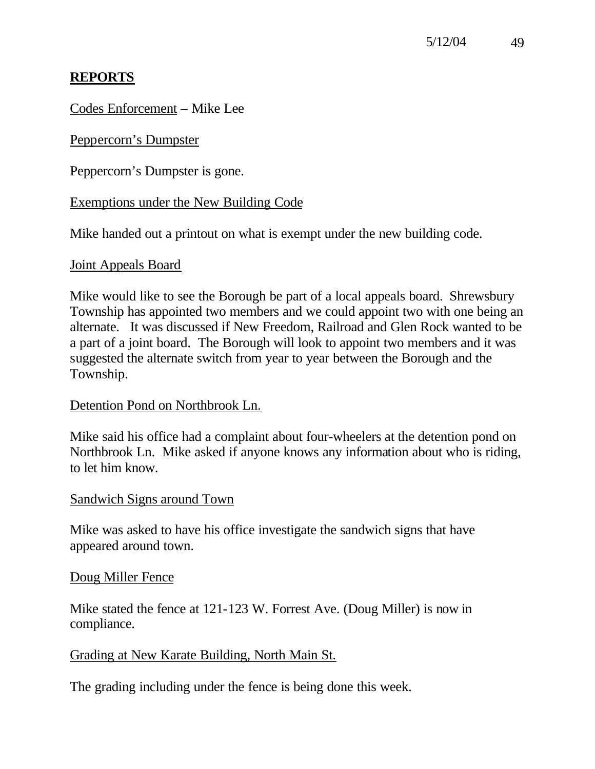## REPORTS

Codes Enforcement – Mike Lee

Peppercorn's Dumpster

Peppercorn's Dumpster is gone.

Exemptions under the New Building Code

Mike handed out a printout on what is exempt under the new building code.

Joint Appeals Board

Mike would like to see the Borough be part of a local appeals board. Shrewsbury Township has appointed two members and we could appoint two with one being an alternate. It was discussed if New Freedom, Railroad and Glen Rock wanted to be a part of a joint board. The Borough will look to appoint two members and it was suggested the alternate switch from year to year between the Borough and the Township.

Detention Pond on Northbrook Ln.

Mike said his office had a complaint about four-wheelers at the detention pond on Northbrook Ln. Mike asked if anyone knows any information about who is riding, to let him know.

Sandwich Signs around Town

Mike was asked to have his office investigate the sandwich signs that have appeared around town.

Doug Miller Fence

Mike stated the fence at 121-123 W. Forrest Ave. (Doug Miller) is now in compliance.

Grading at New Karate Building, North Main St.

The grading including under the fence is being done this week.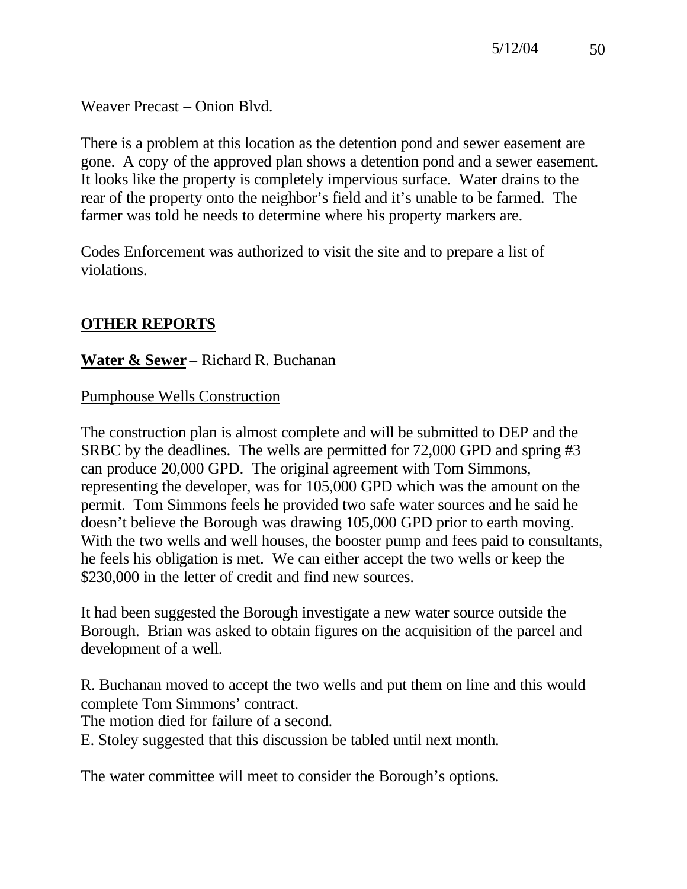Weaver Precast – Onion Blvd.

There is a problem at this location as the detention pond and sewer easement are gone. A copy of the approved plan shows a detention pond and a sewer easement. It looks like the property is completely impervious surface. Water drains to the rear of the property onto the neighbor's field and it's unable to be farmed. The farmer was told he needs to determine where his property markers are.

Codes Enforcement was authorized to visit the site and to prepare a list of violations.

## OTHER REPORTS

**Water & Sewer** – Richard R. Buchanan

Pumphouse Wells Construction

The construction plan is almost complete and will be submitted to DEP and the SRBC by the deadlines. The wells are permitted for 72,000 GPD and spring #3 can produce 20,000 GPD. The original agreement with Tom Simmons, representing the developer, was for 105,000 GPD which was the amount on the permit. Tom Simmons feels he provided two safe water sources and he said he doesn't believe the Borough was drawing 105,000 GPD prior to earth moving. With the two wells and well houses, the booster pump and fees paid to consultants, he feels his obligation is met. We can either accept the two wells or keep the $230,000 in the letter of credit and find new sources.

It had been suggested the Borough investigate a new water source outside the Borough. Brian was asked to obtain figures on the acquisition of the parcel and development of a well.

R. Buchanan moved to accept the two wells and put them on line and this would complete Tom Simmons' contract.
The motion died for failure of a second.
E. Stoley suggested that this discussion be tabled until next month.

The water committee will meet to consider the Borough's options.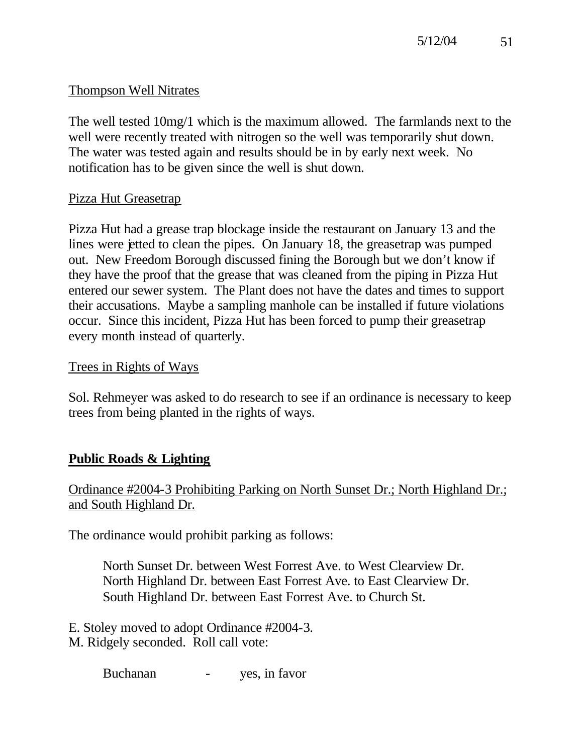Thompson Well Nitrates

The well tested 10mg/1 which is the maximum allowed. The farmlands next to the well were recently treated with nitrogen so the well was temporarily shut down. The water was tested again and results should be in by early next week. No notification has to be given since the well is shut down.

Pizza Hut Greasetrap

Pizza Hut had a grease trap blockage inside the restaurant on January 13 and the lines were jetted to clean the pipes. On January 18, the greasetrap was pumped out. New Freedom Borough discussed fining the Borough but we don't know if they have the proof that the grease that was cleaned from the piping in Pizza Hut entered our sewer system. The Plant does not have the dates and times to support their accusations. Maybe a sampling manhole can be installed if future violations occur. Since this incident, Pizza Hut has been forced to pump their greasetrap every month instead of quarterly.

Trees in Rights of Ways

Sol. Rehmeyer was asked to do research to see if an ordinance is necessary to keep trees from being planted in the rights of ways.

## Public Roads & Lighting

Ordinance #2004-3 Prohibiting Parking on North Sunset Dr.; North Highland Dr.; and South Highland Dr.

The ordinance would prohibit parking as follows:

North Sunset Dr. between West Forrest Ave. to West Clearview Dr.
North Highland Dr. between East Forrest Ave. to East Clearview Dr.
South Highland Dr. between East Forrest Ave. to Church St.

E. Stoley moved to adopt Ordinance #2004-3.
M. Ridgely seconded. Roll call vote:

Buchanan - yes, in favor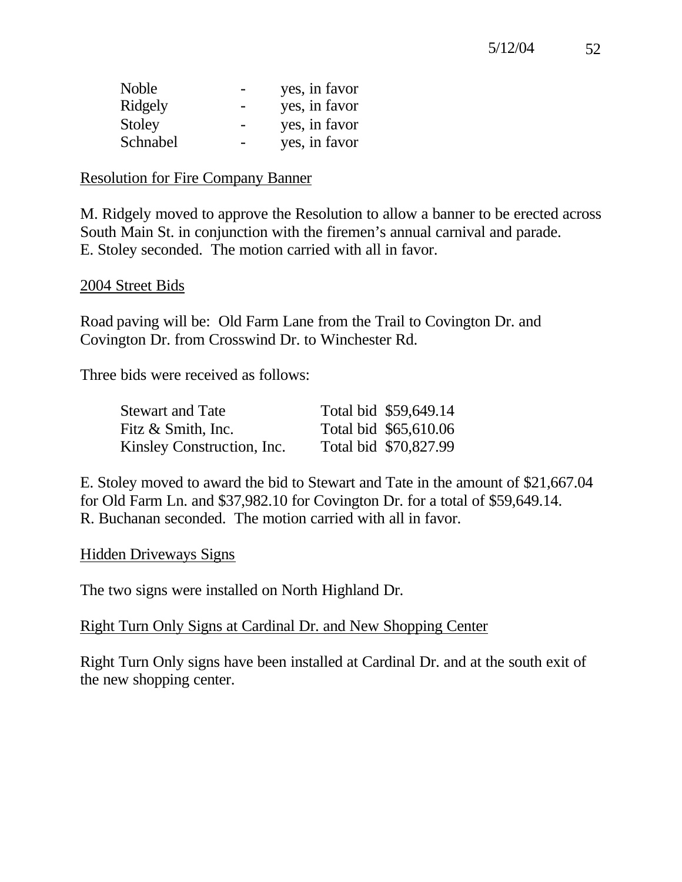| | | |
|---|---|---|
| Noble | - | yes, in favor |
| Ridgely | - | yes, in favor |
| Stoley | - | yes, in favor |
| Schnabel | - | yes, in favor |

Resolution for Fire Company Banner

M. Ridgely moved to approve the Resolution to allow a banner to be erected across South Main St. in conjunction with the firemen's annual carnival and parade. E. Stoley seconded. The motion carried with all in favor.

2004 Street Bids

Road paving will be: Old Farm Lane from the Trail to Covington Dr. and Covington Dr. from Crosswind Dr. to Winchester Rd.

Three bids were received as follows:

| | |
|---|---|
| Stewart and Tate | Total bid $59,649.14 |
| Fitz & Smith, Inc. | Total bid $65,610.06 |
| Kinsley Construction, Inc. | Total bid $70,827.99 |

E. Stoley moved to award the bid to Stewart and Tate in the amount of $21,667.04 for Old Farm Ln. and $37,982.10 for Covington Dr. for a total of $59,649.14. R. Buchanan seconded. The motion carried with all in favor.

Hidden Driveways Signs

The two signs were installed on North Highland Dr.

Right Turn Only Signs at Cardinal Dr. and New Shopping Center

Right Turn Only signs have been installed at Cardinal Dr. and at the south exit of the new shopping center.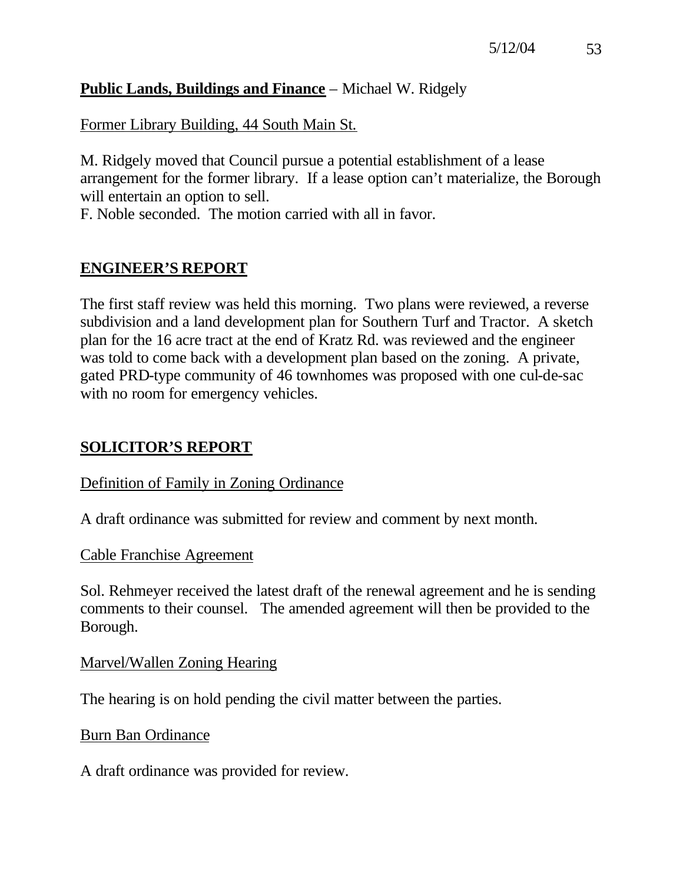**Public Lands, Buildings and Finance** – Michael W. Ridgely

Former Library Building, 44 South Main St.

M. Ridgely moved that Council pursue a potential establishment of a lease arrangement for the former library. If a lease option can't materialize, the Borough will entertain an option to sell.
F. Noble seconded. The motion carried with all in favor.

## ENGINEER'S REPORT

The first staff review was held this morning. Two plans were reviewed, a reverse subdivision and a land development plan for Southern Turf and Tractor. A sketch plan for the 16 acre tract at the end of Kratz Rd. was reviewed and the engineer was told to come back with a development plan based on the zoning. A private, gated PRD-type community of 46 townhomes was proposed with one cul-de-sac with no room for emergency vehicles.

## SOLICITOR'S REPORT

Definition of Family in Zoning Ordinance

A draft ordinance was submitted for review and comment by next month.

Cable Franchise Agreement

Sol. Rehmeyer received the latest draft of the renewal agreement and he is sending comments to their counsel. The amended agreement will then be provided to the Borough.

Marvel/Wallen Zoning Hearing

The hearing is on hold pending the civil matter between the parties.

Burn Ban Ordinance

A draft ordinance was provided for review.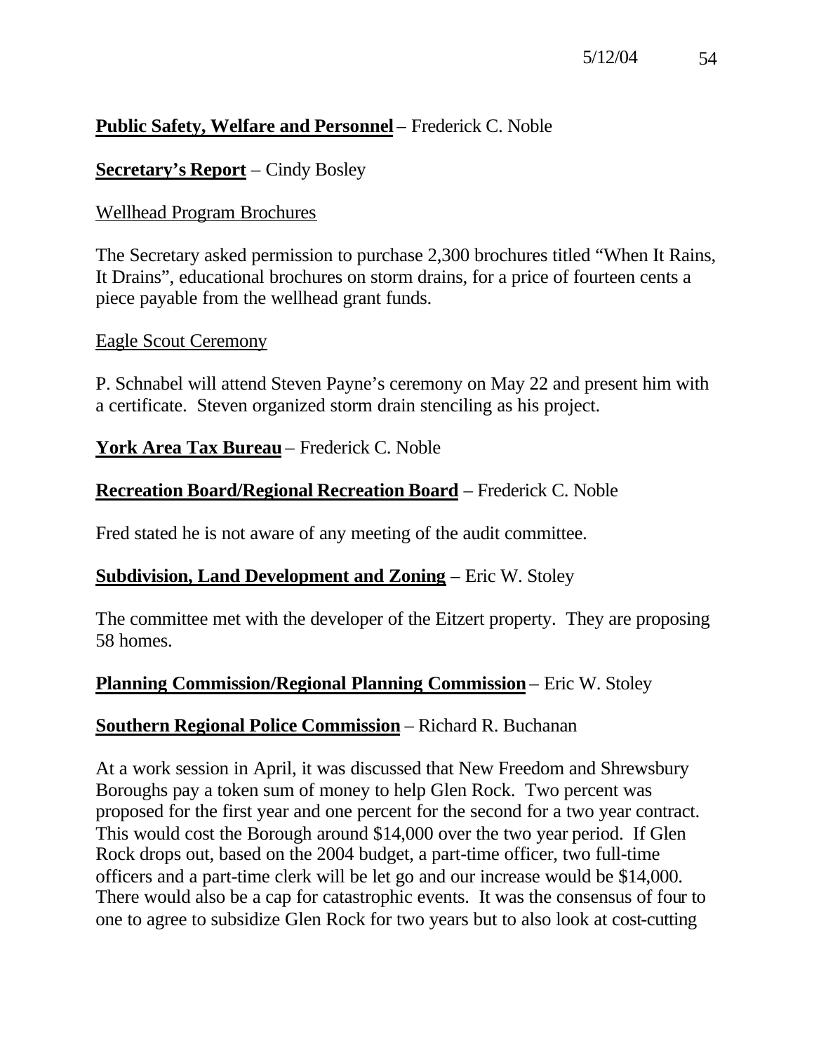**Public Safety, Welfare and Personnel** – Frederick C. Noble

**Secretary's Report** – Cindy Bosley

Wellhead Program Brochures

The Secretary asked permission to purchase 2,300 brochures titled "When It Rains, It Drains", educational brochures on storm drains, for a price of fourteen cents a piece payable from the wellhead grant funds.

Eagle Scout Ceremony

P. Schnabel will attend Steven Payne's ceremony on May 22 and present him with a certificate. Steven organized storm drain stenciling as his project.

**York Area Tax Bureau** – Frederick C. Noble

**Recreation Board/Regional Recreation Board** – Frederick C. Noble

Fred stated he is not aware of any meeting of the audit committee.

**Subdivision, Land Development and Zoning** – Eric W. Stoley

The committee met with the developer of the Eitzert property. They are proposing 58 homes.

**Planning Commission/Regional Planning Commission** – Eric W. Stoley

**Southern Regional Police Commission** – Richard R. Buchanan

At a work session in April, it was discussed that New Freedom and Shrewsbury Boroughs pay a token sum of money to help Glen Rock. Two percent was proposed for the first year and one percent for the second for a two year contract. This would cost the Borough around $14,000 over the two year period. If Glen Rock drops out, based on the 2004 budget, a part-time officer, two full-time officers and a part-time clerk will be let go and our increase would be $14,000. There would also be a cap for catastrophic events. It was the consensus of four to one to agree to subsidize Glen Rock for two years but to also look at cost-cutting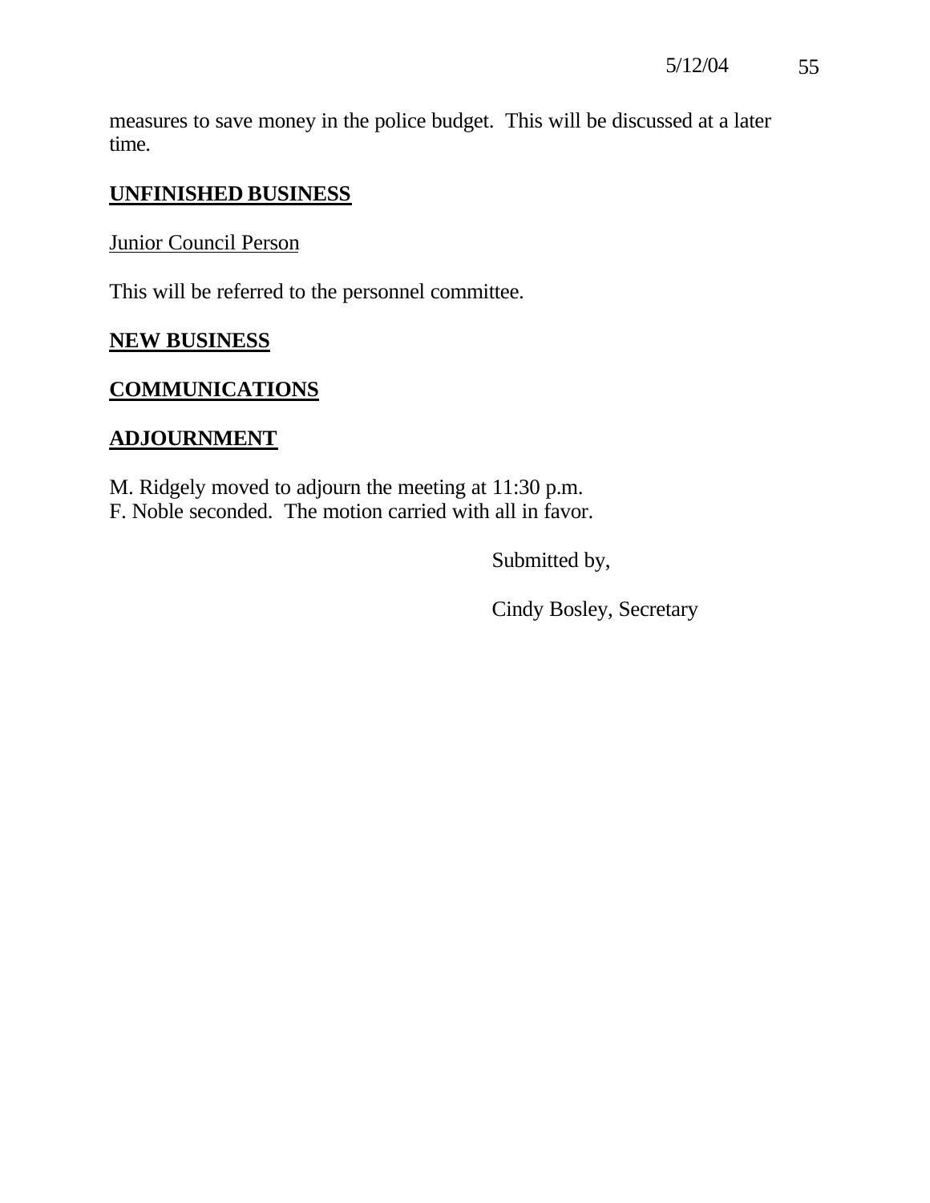measures to save money in the police budget. This will be discussed at a later time.

## UNFINISHED BUSINESS

Junior Council Person

This will be referred to the personnel committee.

## NEW BUSINESS

## COMMUNICATIONS

## ADJOURNMENT

M. Ridgely moved to adjourn the meeting at 11:30 p.m.
F. Noble seconded. The motion carried with all in favor.

Submitted by,

Cindy Bosley, Secretary